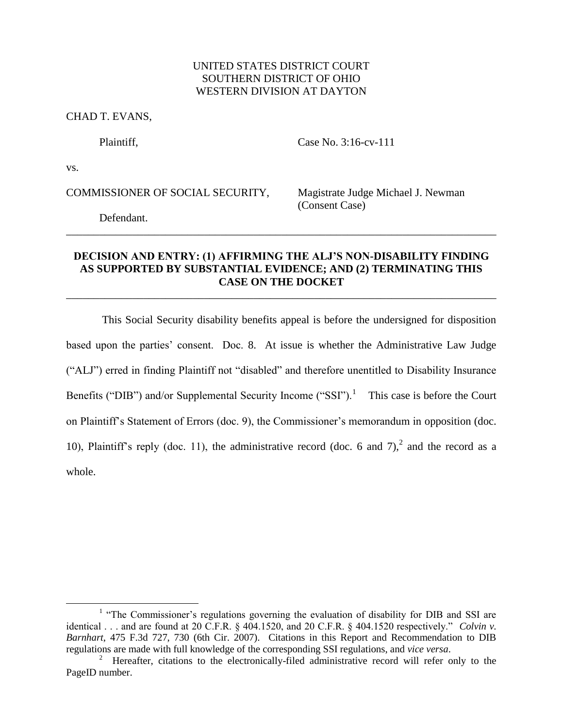UNITED STATES DISTRICT COURT
SOUTHERN DISTRICT OF OHIO
WESTERN DIVISION AT DAYTON

CHAD T. EVANS,

Plaintiff,

Case No. 3:16-cv-111

vs.

COMMISSIONER OF SOCIAL SECURITY,

Magistrate Judge Michael J. Newman
(Consent Case)

Defendant.

---

**DECISION AND ENTRY: (1) AFFIRMING THE ALJ'S NON-DISABILITY FINDING AS SUPPORTED BY SUBSTANTIAL EVIDENCE; AND (2) TERMINATING THIS CASE ON THE DOCKET**

---

This Social Security disability benefits appeal is before the undersigned for disposition based upon the parties' consent. Doc. 8. At issue is whether the Administrative Law Judge ("ALJ") erred in finding Plaintiff not "disabled" and therefore unentitled to Disability Insurance Benefits ("DIB") and/or Supplemental Security Income ("SSI").[1] This case is before the Court on Plaintiff's Statement of Errors (doc. 9), the Commissioner's memorandum in opposition (doc. 10), Plaintiff's reply (doc. 11), the administrative record (doc. 6 and 7),[2] and the record as a whole.

---

[1] "The Commissioner's regulations governing the evaluation of disability for DIB and SSI are identical . . . and are found at 20 C.F.R. § 404.1520, and 20 C.F.R. § 404.1520 respectively." *Colvin v. Barnhart*, 475 F.3d 727, 730 (6th Cir. 2007). Citations in this Report and Recommendation to DIB regulations are made with full knowledge of the corresponding SSI regulations, and *vice versa*.

[2] Hereafter, citations to the electronically-filed administrative record will refer only to the PageID number.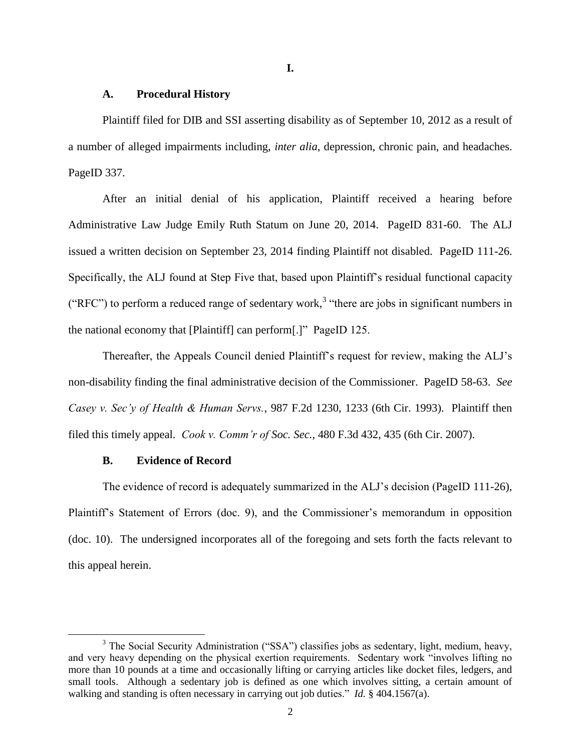# I.

## A. Procedural History

Plaintiff filed for DIB and SSI asserting disability as of September 10, 2012 as a result of a number of alleged impairments including, *inter alia*, depression, chronic pain, and headaches. PageID 337.

After an initial denial of his application, Plaintiff received a hearing before Administrative Law Judge Emily Ruth Statum on June 20, 2014. PageID 831-60. The ALJ issued a written decision on September 23, 2014 finding Plaintiff not disabled. PageID 111-26. Specifically, the ALJ found at Step Five that, based upon Plaintiff's residual functional capacity ("RFC") to perform a reduced range of sedentary work,[3] "there are jobs in significant numbers in the national economy that [Plaintiff] can perform[.]" PageID 125.

Thereafter, the Appeals Council denied Plaintiff's request for review, making the ALJ's non-disability finding the final administrative decision of the Commissioner. PageID 58-63. *See Casey v. Sec'y of Health & Human Servs.*, 987 F.2d 1230, 1233 (6th Cir. 1993). Plaintiff then filed this timely appeal. *Cook v. Comm'r of Soc. Sec.*, 480 F.3d 432, 435 (6th Cir. 2007).

## B. Evidence of Record

The evidence of record is adequately summarized in the ALJ's decision (PageID 111-26), Plaintiff's Statement of Errors (doc. 9), and the Commissioner's memorandum in opposition (doc. 10). The undersigned incorporates all of the foregoing and sets forth the facts relevant to this appeal herein.

---

[3] The Social Security Administration ("SSA") classifies jobs as sedentary, light, medium, heavy, and very heavy depending on the physical exertion requirements. Sedentary work "involves lifting no more than 10 pounds at a time and occasionally lifting or carrying articles like docket files, ledgers, and small tools. Although a sedentary job is defined as one which involves sitting, a certain amount of walking and standing is often necessary in carrying out job duties." *Id.* § 404.1567(a).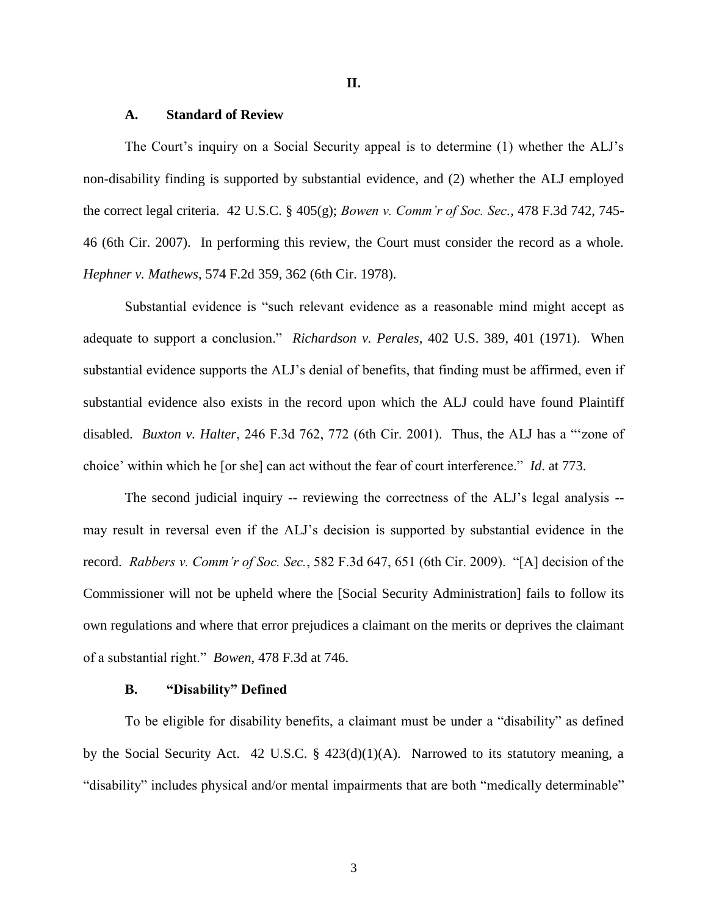## II.

### A. Standard of Review

The Court's inquiry on a Social Security appeal is to determine (1) whether the ALJ's non-disability finding is supported by substantial evidence, and (2) whether the ALJ employed the correct legal criteria. 42 U.S.C. § 405(g); *Bowen v. Comm'r of Soc. Sec.*, 478 F.3d 742, 745-46 (6th Cir. 2007). In performing this review, the Court must consider the record as a whole. *Hephner v. Mathews*, 574 F.2d 359, 362 (6th Cir. 1978).

Substantial evidence is "such relevant evidence as a reasonable mind might accept as adequate to support a conclusion." *Richardson v. Perales*, 402 U.S. 389, 401 (1971). When substantial evidence supports the ALJ's denial of benefits, that finding must be affirmed, even if substantial evidence also exists in the record upon which the ALJ could have found Plaintiff disabled. *Buxton v. Halter*, 246 F.3d 762, 772 (6th Cir. 2001). Thus, the ALJ has a "'zone of choice' within which he [or she] can act without the fear of court interference." *Id.* at 773.

The second judicial inquiry -- reviewing the correctness of the ALJ's legal analysis -- may result in reversal even if the ALJ's decision is supported by substantial evidence in the record. *Rabbers v. Comm'r of Soc. Sec.*, 582 F.3d 647, 651 (6th Cir. 2009). "[A] decision of the Commissioner will not be upheld where the [Social Security Administration] fails to follow its own regulations and where that error prejudices a claimant on the merits or deprives the claimant of a substantial right." *Bowen*, 478 F.3d at 746.

### B. "Disability" Defined

To be eligible for disability benefits, a claimant must be under a "disability" as defined by the Social Security Act. 42 U.S.C. § 423(d)(1)(A). Narrowed to its statutory meaning, a "disability" includes physical and/or mental impairments that are both "medically determinable"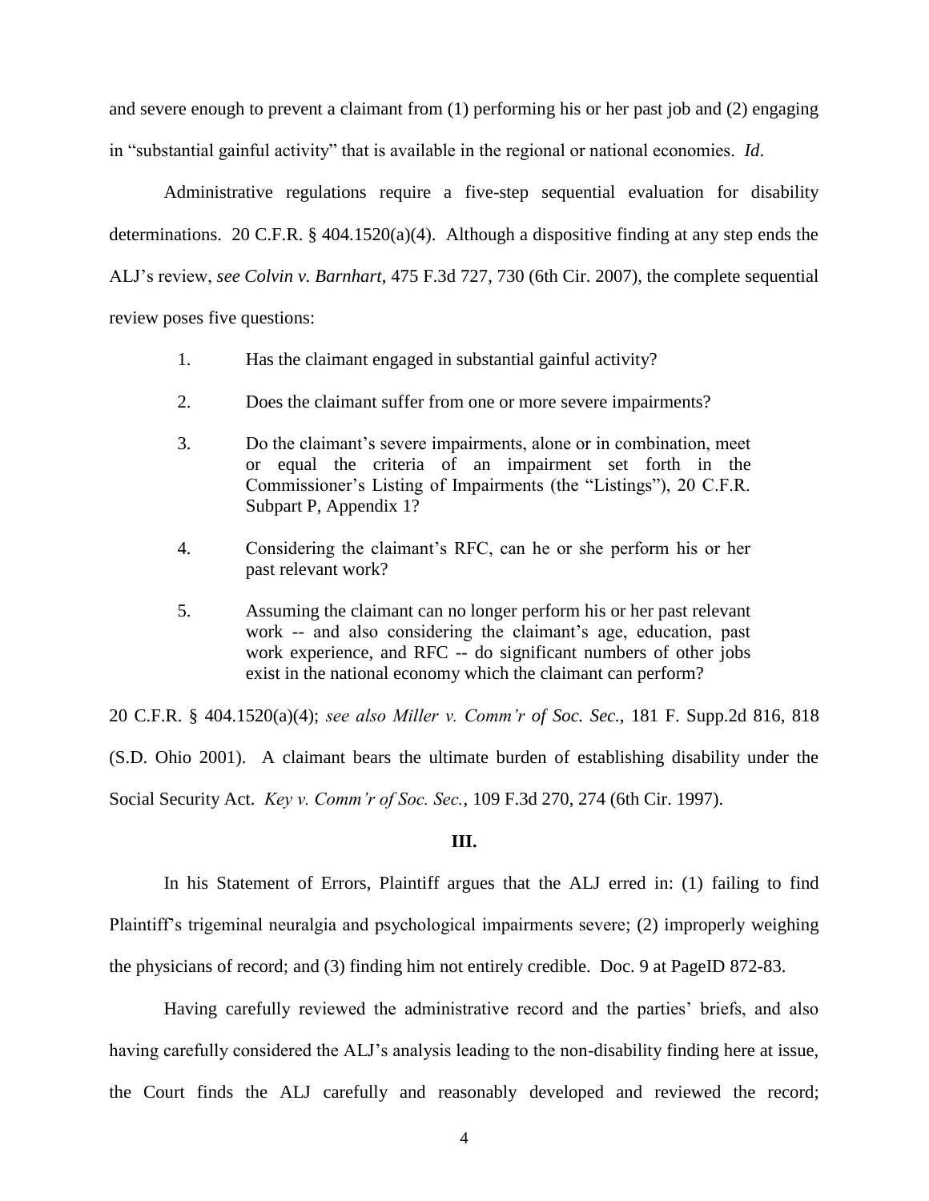and severe enough to prevent a claimant from (1) performing his or her past job and (2) engaging in "substantial gainful activity" that is available in the regional or national economies. *Id*.

Administrative regulations require a five-step sequential evaluation for disability determinations. 20 C.F.R. § 404.1520(a)(4). Although a dispositive finding at any step ends the ALJ's review, *see Colvin v. Barnhart*, 475 F.3d 727, 730 (6th Cir. 2007), the complete sequential review poses five questions:

> 1. Has the claimant engaged in substantial gainful activity?
>
> 2. Does the claimant suffer from one or more severe impairments?
>
> 3. Do the claimant's severe impairments, alone or in combination, meet or equal the criteria of an impairment set forth in the Commissioner's Listing of Impairments (the "Listings"), 20 C.F.R. Subpart P, Appendix 1?
>
> 4. Considering the claimant's RFC, can he or she perform his or her past relevant work?
>
> 5. Assuming the claimant can no longer perform his or her past relevant work -- and also considering the claimant's age, education, past work experience, and RFC -- do significant numbers of other jobs exist in the national economy which the claimant can perform?

20 C.F.R. § 404.1520(a)(4); *see also Miller v. Comm'r of Soc. Sec.*, 181 F. Supp.2d 816, 818 (S.D. Ohio 2001). A claimant bears the ultimate burden of establishing disability under the Social Security Act. *Key v. Comm'r of Soc. Sec.*, 109 F.3d 270, 274 (6th Cir. 1997).

## III.

In his Statement of Errors, Plaintiff argues that the ALJ erred in: (1) failing to find Plaintiff's trigeminal neuralgia and psychological impairments severe; (2) improperly weighing the physicians of record; and (3) finding him not entirely credible. Doc. 9 at PageID 872-83.

Having carefully reviewed the administrative record and the parties' briefs, and also having carefully considered the ALJ's analysis leading to the non-disability finding here at issue, the Court finds the ALJ carefully and reasonably developed and reviewed the record;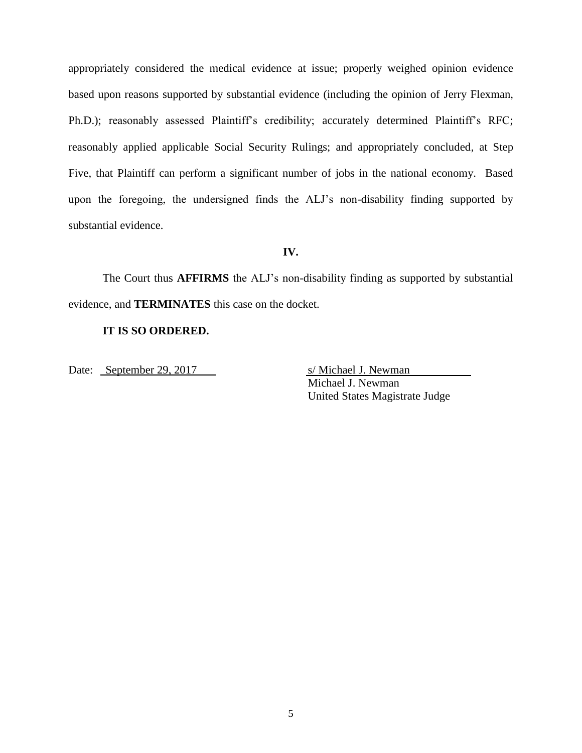appropriately considered the medical evidence at issue; properly weighed opinion evidence based upon reasons supported by substantial evidence (including the opinion of Jerry Flexman, Ph.D.); reasonably assessed Plaintiff's credibility; accurately determined Plaintiff's RFC; reasonably applied applicable Social Security Rulings; and appropriately concluded, at Step Five, that Plaintiff can perform a significant number of jobs in the national economy. Based upon the foregoing, the undersigned finds the ALJ's non-disability finding supported by substantial evidence.

## IV.

The Court thus **AFFIRMS** the ALJ's non-disability finding as supported by substantial evidence, and **TERMINATES** this case on the docket.

**IT IS SO ORDERED.**

Date: September 29, 2017

s/ Michael J. Newman
Michael J. Newman
United States Magistrate Judge